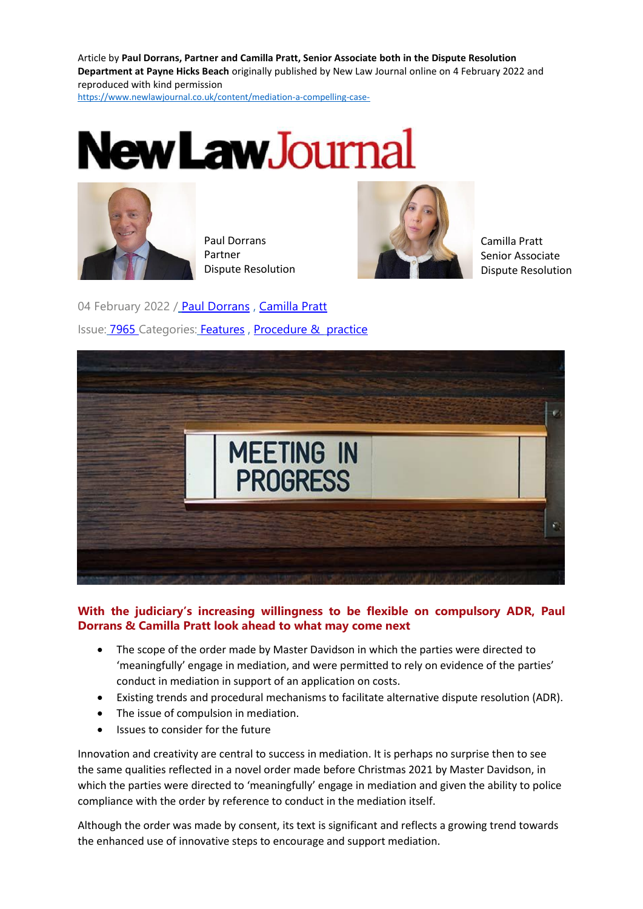Article by **Paul Dorrans, Partner and Camilla Pratt, Senior Associate both in the Dispute Resolution Department at Payne Hicks Beach** originally published by New Law Journal online on 4 February 2022 and reproduced with kind permission
https://www.newlawjournal.co.uk/content/mediation-a-compelling-case-

# NewLawJournal

Paul Dorrans
Partner
Dispute Resolution

Camilla Pratt
Senior Associate
Dispute Resolution

04 February 2022 / Paul Dorrans , Camilla Pratt

Issue: 7965 Categories: Features , Procedure & practice

MEETING IN PROGRESS

**With the judiciary's increasing willingness to be flexible on compulsory ADR, Paul Dorrans & Camilla Pratt look ahead to what may come next**

- The scope of the order made by Master Davidson in which the parties were directed to 'meaningfully' engage in mediation, and were permitted to rely on evidence of the parties' conduct in mediation in support of an application on costs.
- Existing trends and procedural mechanisms to facilitate alternative dispute resolution (ADR).
- The issue of compulsion in mediation.
- Issues to consider for the future

Innovation and creativity are central to success in mediation. It is perhaps no surprise then to see the same qualities reflected in a novel order made before Christmas 2021 by Master Davidson, in which the parties were directed to 'meaningfully' engage in mediation and given the ability to police compliance with the order by reference to conduct in the mediation itself.

Although the order was made by consent, its text is significant and reflects a growing trend towards the enhanced use of innovative steps to encourage and support mediation.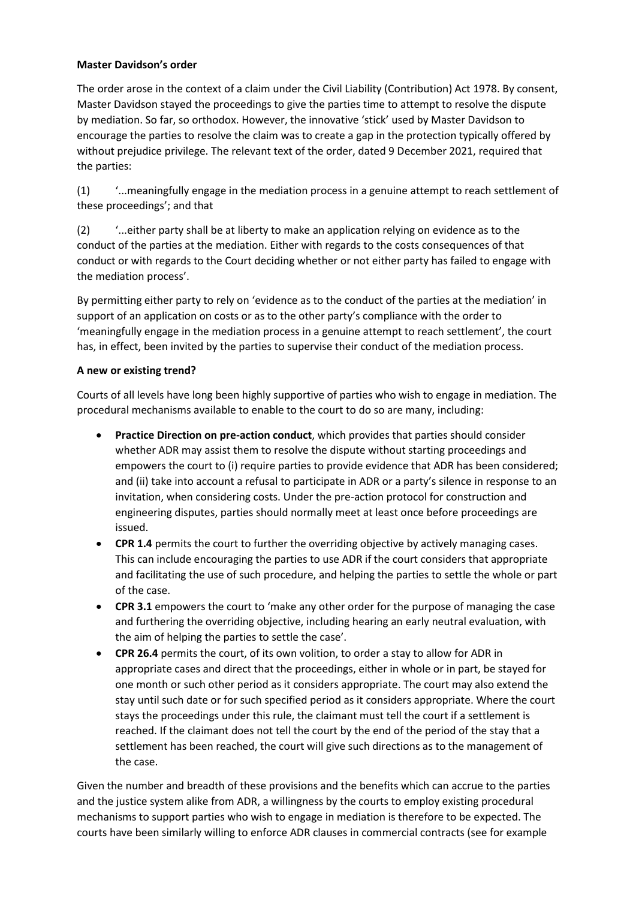**Master Davidson's order**

The order arose in the context of a claim under the Civil Liability (Contribution) Act 1978. By consent, Master Davidson stayed the proceedings to give the parties time to attempt to resolve the dispute by mediation. So far, so orthodox. However, the innovative 'stick' used by Master Davidson to encourage the parties to resolve the claim was to create a gap in the protection typically offered by without prejudice privilege. The relevant text of the order, dated 9 December 2021, required that the parties:

(1) '...meaningfully engage in the mediation process in a genuine attempt to reach settlement of these proceedings'; and that

(2) '...either party shall be at liberty to make an application relying on evidence as to the conduct of the parties at the mediation. Either with regards to the costs consequences of that conduct or with regards to the Court deciding whether or not either party has failed to engage with the mediation process'.

By permitting either party to rely on 'evidence as to the conduct of the parties at the mediation' in support of an application on costs or as to the other party's compliance with the order to 'meaningfully engage in the mediation process in a genuine attempt to reach settlement', the court has, in effect, been invited by the parties to supervise their conduct of the mediation process.

**A new or existing trend?**

Courts of all levels have long been highly supportive of parties who wish to engage in mediation. The procedural mechanisms available to enable to the court to do so are many, including:

- **Practice Direction on pre-action conduct**, which provides that parties should consider whether ADR may assist them to resolve the dispute without starting proceedings and empowers the court to (i) require parties to provide evidence that ADR has been considered; and (ii) take into account a refusal to participate in ADR or a party's silence in response to an invitation, when considering costs. Under the pre-action protocol for construction and engineering disputes, parties should normally meet at least once before proceedings are issued.
- **CPR 1.4** permits the court to further the overriding objective by actively managing cases. This can include encouraging the parties to use ADR if the court considers that appropriate and facilitating the use of such procedure, and helping the parties to settle the whole or part of the case.
- **CPR 3.1** empowers the court to 'make any other order for the purpose of managing the case and furthering the overriding objective, including hearing an early neutral evaluation, with the aim of helping the parties to settle the case'.
- **CPR 26.4** permits the court, of its own volition, to order a stay to allow for ADR in appropriate cases and direct that the proceedings, either in whole or in part, be stayed for one month or such other period as it considers appropriate. The court may also extend the stay until such date or for such specified period as it considers appropriate. Where the court stays the proceedings under this rule, the claimant must tell the court if a settlement is reached. If the claimant does not tell the court by the end of the period of the stay that a settlement has been reached, the court will give such directions as to the management of the case.

Given the number and breadth of these provisions and the benefits which can accrue to the parties and the justice system alike from ADR, a willingness by the courts to employ existing procedural mechanisms to support parties who wish to engage in mediation is therefore to be expected. The courts have been similarly willing to enforce ADR clauses in commercial contracts (see for example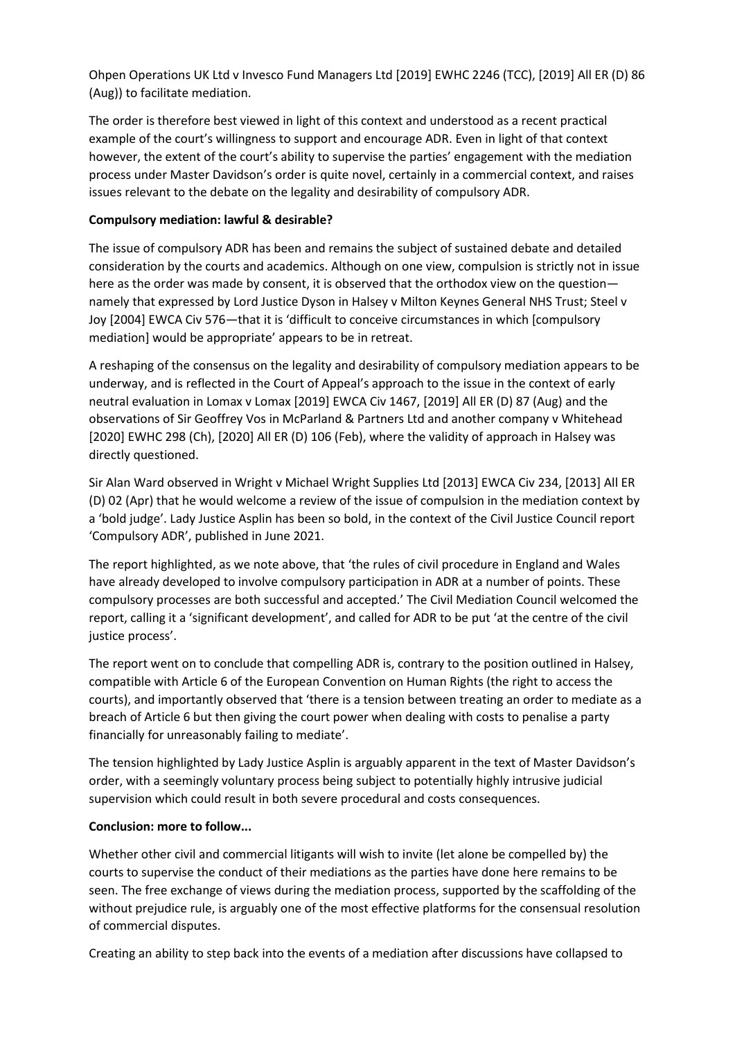Ohpen Operations UK Ltd v Invesco Fund Managers Ltd [2019] EWHC 2246 (TCC), [2019] All ER (D) 86 (Aug)) to facilitate mediation.

The order is therefore best viewed in light of this context and understood as a recent practical example of the court's willingness to support and encourage ADR. Even in light of that context however, the extent of the court's ability to supervise the parties' engagement with the mediation process under Master Davidson's order is quite novel, certainly in a commercial context, and raises issues relevant to the debate on the legality and desirability of compulsory ADR.

**Compulsory mediation: lawful & desirable?**

The issue of compulsory ADR has been and remains the subject of sustained debate and detailed consideration by the courts and academics. Although on one view, compulsion is strictly not in issue here as the order was made by consent, it is observed that the orthodox view on the question—namely that expressed by Lord Justice Dyson in Halsey v Milton Keynes General NHS Trust; Steel v Joy [2004] EWCA Civ 576—that it is 'difficult to conceive circumstances in which [compulsory mediation] would be appropriate' appears to be in retreat.

A reshaping of the consensus on the legality and desirability of compulsory mediation appears to be underway, and is reflected in the Court of Appeal's approach to the issue in the context of early neutral evaluation in Lomax v Lomax [2019] EWCA Civ 1467, [2019] All ER (D) 87 (Aug) and the observations of Sir Geoffrey Vos in McParland & Partners Ltd and another company v Whitehead [2020] EWHC 298 (Ch), [2020] All ER (D) 106 (Feb), where the validity of approach in Halsey was directly questioned.

Sir Alan Ward observed in Wright v Michael Wright Supplies Ltd [2013] EWCA Civ 234, [2013] All ER (D) 02 (Apr) that he would welcome a review of the issue of compulsion in the mediation context by a 'bold judge'. Lady Justice Asplin has been so bold, in the context of the Civil Justice Council report 'Compulsory ADR', published in June 2021.

The report highlighted, as we note above, that 'the rules of civil procedure in England and Wales have already developed to involve compulsory participation in ADR at a number of points. These compulsory processes are both successful and accepted.' The Civil Mediation Council welcomed the report, calling it a 'significant development', and called for ADR to be put 'at the centre of the civil justice process'.

The report went on to conclude that compelling ADR is, contrary to the position outlined in Halsey, compatible with Article 6 of the European Convention on Human Rights (the right to access the courts), and importantly observed that 'there is a tension between treating an order to mediate as a breach of Article 6 but then giving the court power when dealing with costs to penalise a party financially for unreasonably failing to mediate'.

The tension highlighted by Lady Justice Asplin is arguably apparent in the text of Master Davidson's order, with a seemingly voluntary process being subject to potentially highly intrusive judicial supervision which could result in both severe procedural and costs consequences.

**Conclusion: more to follow...**

Whether other civil and commercial litigants will wish to invite (let alone be compelled by) the courts to supervise the conduct of their mediations as the parties have done here remains to be seen. The free exchange of views during the mediation process, supported by the scaffolding of the without prejudice rule, is arguably one of the most effective platforms for the consensual resolution of commercial disputes.

Creating an ability to step back into the events of a mediation after discussions have collapsed to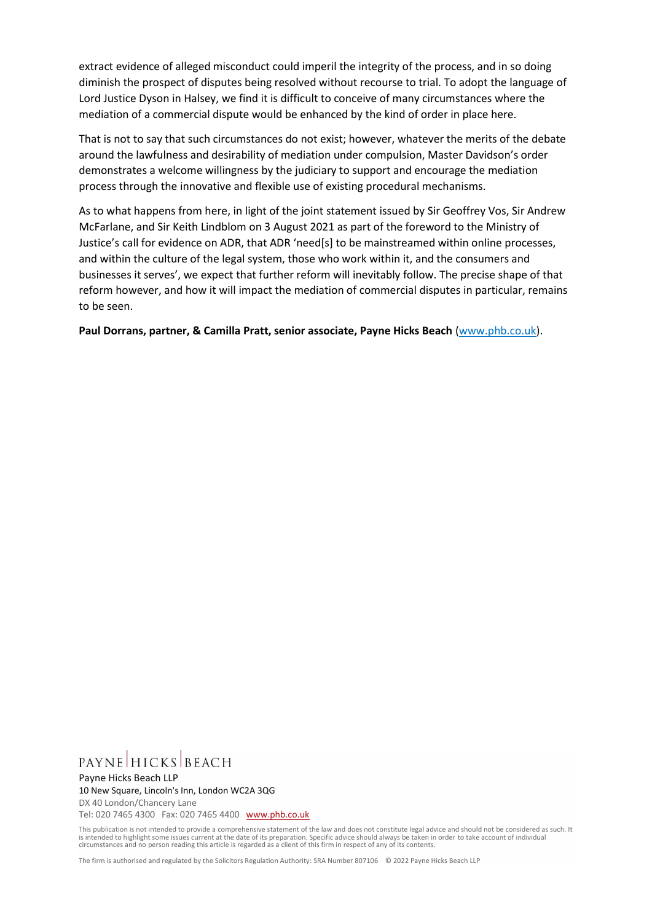extract evidence of alleged misconduct could imperil the integrity of the process, and in so doing diminish the prospect of disputes being resolved without recourse to trial. To adopt the language of Lord Justice Dyson in Halsey, we find it is difficult to conceive of many circumstances where the mediation of a commercial dispute would be enhanced by the kind of order in place here.

That is not to say that such circumstances do not exist; however, whatever the merits of the debate around the lawfulness and desirability of mediation under compulsion, Master Davidson's order demonstrates a welcome willingness by the judiciary to support and encourage the mediation process through the innovative and flexible use of existing procedural mechanisms.

As to what happens from here, in light of the joint statement issued by Sir Geoffrey Vos, Sir Andrew McFarlane, and Sir Keith Lindblom on 3 August 2021 as part of the foreword to the Ministry of Justice's call for evidence on ADR, that ADR 'need[s] to be mainstreamed within online processes, and within the culture of the legal system, those who work within it, and the consumers and businesses it serves', we expect that further reform will inevitably follow. The precise shape of that reform however, and how it will impact the mediation of commercial disputes in particular, remains to be seen.

**Paul Dorrans, partner, & Camilla Pratt, senior associate, Payne Hicks Beach** (www.phb.co.uk).

PAYNE | HICKS | BEACH

Payne Hicks Beach LLP
10 New Square, Lincoln's Inn, London WC2A 3QG
DX 40 London/Chancery Lane
Tel: 020 7465 4300 Fax: 020 7465 4400 www.phb.co.uk

This publication is not intended to provide a comprehensive statement of the law and does not constitute legal advice and should not be considered as such. It is intended to highlight some issues current at the date of its preparation. Specific advice should always be taken in order to take account of individual circumstances and no person reading this article is regarded as a client of this firm in respect of any of its contents.

The firm is authorised and regulated by the Solicitors Regulation Authority: SRA Number 807106 © 2022 Payne Hicks Beach LLP